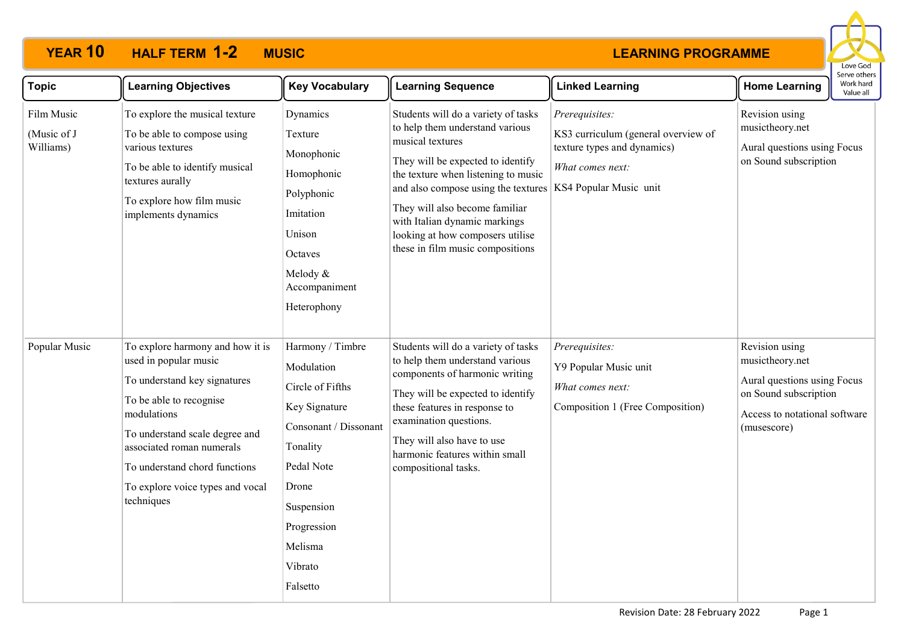# YEAR 10 HALF TERM 1-2 MUSIC — LEARNING PROGRAMME

Love God
Serve others
Work hard
Value all

| Topic | Learning Objectives | Key Vocabulary | Learning Sequence | Linked Learning | Home Learning |
|---|---|---|---|---|---|
| Film Music<br><br>(Music of J Williams) | To explore the musical texture<br><br>To be able to compose using various textures<br><br>To be able to identify musical textures aurally<br><br>To explore how film music implements dynamics | Dynamics<br><br>Texture<br><br>Monophonic<br><br>Homophonic<br><br>Polyphonic<br><br>Imitation<br><br>Unison<br><br>Octaves<br><br>Melody & Accompaniment<br><br>Heterophony | Students will do a variety of tasks to help them understand various musical textures<br><br>They will be expected to identify the texture when listening to music and also compose using the textures<br><br>They will also become familiar with Italian dynamic markings looking at how composers utilise these in film music compositions | *Prerequisites:*<br><br>KS3 curriculum (general overview of texture types and dynamics)<br><br>*What comes next:*<br><br>KS4 Popular Music unit | Revision using musictheory.net<br><br>Aural questions using Focus on Sound subscription |
| Popular Music | To explore harmony and how it is used in popular music<br><br>To understand key signatures<br><br>To be able to recognise modulations<br><br>To understand scale degree and associated roman numerals<br><br>To understand chord functions<br><br>To explore voice types and vocal techniques | Harmony / Timbre<br><br>Modulation<br><br>Circle of Fifths<br><br>Key Signature<br><br>Consonant / Dissonant<br><br>Tonality<br><br>Pedal Note<br><br>Drone<br><br>Suspension<br><br>Progression<br><br>Melisma<br><br>Vibrato<br><br>Falsetto | Students will do a variety of tasks to help them understand various components of harmonic writing<br><br>They will be expected to identify these features in response to examination questions.<br><br>They will also have to use harmonic features within small compositional tasks. | *Prerequisites:*<br><br>Y9 Popular Music unit<br><br>*What comes next:*<br><br>Composition 1 (Free Composition) | Revision using musictheory.net<br><br>Aural questions using Focus on Sound subscription<br><br>Access to notational software (musescore) |

Revision Date: 28 February 2022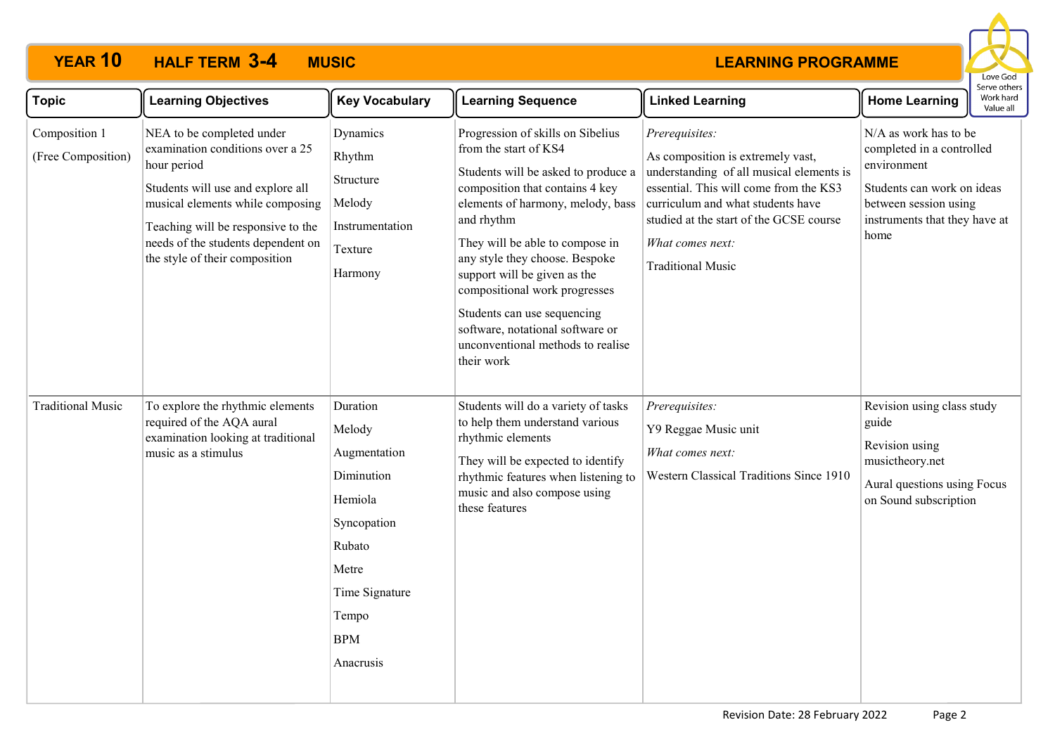# YEAR 10 HALF TERM 3-4 MUSIC LEARNING PROGRAMME

Love God
Serve others
Work hard
Value all

| Topic | Learning Objectives | Key Vocabulary | Learning Sequence | Linked Learning | Home Learning |
|---|---|---|---|---|---|
| Composition 1<br><br>(Free Composition) | NEA to be completed under examination conditions over a 25 hour period<br><br>Students will use and explore all musical elements while composing<br><br>Teaching will be responsive to the needs of the students dependent on the style of their composition | Dynamics<br><br>Rhythm<br><br>Structure<br><br>Melody<br><br>Instrumentation<br><br>Texture<br><br>Harmony | Progression of skills on Sibelius from the start of KS4<br><br>Students will be asked to produce a composition that contains 4 key elements of harmony, melody, bass and rhythm<br><br>They will be able to compose in any style they choose. Bespoke support will be given as the compositional work progresses<br><br>Students can use sequencing software, notational software or unconventional methods to realise their work | *Prerequisites:*<br><br>As composition is extremely vast, understanding of all musical elements is essential. This will come from the KS3 curriculum and what students have studied at the start of the GCSE course<br><br>*What comes next:*<br><br>Traditional Music | N/A as work has to be completed in a controlled environment<br><br>Students can work on ideas between session using instruments that they have at home |
| Traditional Music | To explore the rhythmic elements required of the AQA aural examination looking at traditional music as a stimulus | Duration<br><br>Melody<br><br>Augmentation<br><br>Diminution<br><br>Hemiola<br><br>Syncopation<br><br>Rubato<br><br>Metre<br><br>Time Signature<br><br>Tempo<br><br>BPM<br><br>Anacrusis | Students will do a variety of tasks to help them understand various rhythmic elements<br><br>They will be expected to identify rhythmic features when listening to music and also compose using these features | *Prerequisites:*<br><br>Y9 Reggae Music unit<br><br>*What comes next:*<br><br>Western Classical Traditions Since 1910 | Revision using class study guide<br><br>Revision using musictheory.net<br><br>Aural questions using Focus on Sound subscription |

Revision Date: 28 February 2022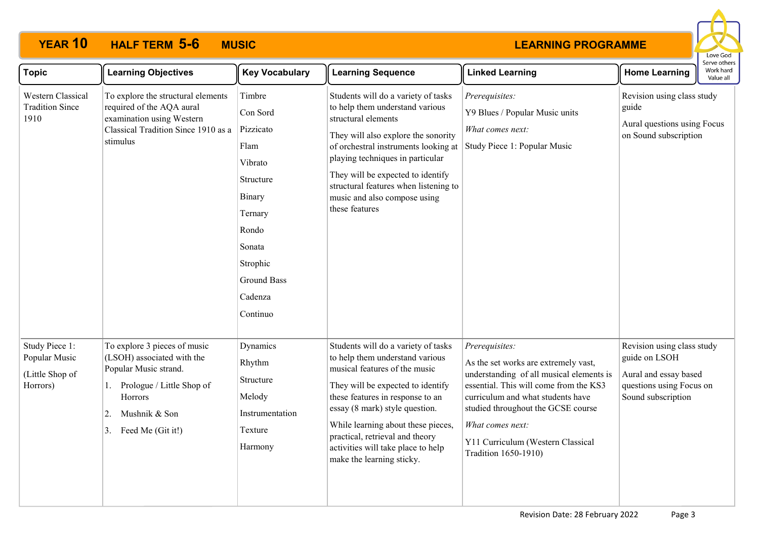# YEAR 10 HALF TERM 5-6 MUSIC — LEARNING PROGRAMME

Love God
Serve others
Work hard
Value all

| Topic | Learning Objectives | Key Vocabulary | Learning Sequence | Linked Learning | Home Learning |
|---|---|---|---|---|---|
| Western Classical Tradition Since 1910 | To explore the structural elements required of the AQA aural examination using Western Classical Tradition Since 1910 as a stimulus | Timbre<br>Con Sord<br>Pizzicato<br>Flam<br>Vibrato<br>Structure<br>Binary<br>Ternary<br>Rondo<br>Sonata<br>Strophic<br>Ground Bass<br>Cadenza<br>Continuo | Students will do a variety of tasks to help them understand various structural elements<br><br>They will also explore the sonority of orchestral instruments looking at playing techniques in particular<br><br>They will be expected to identify structural features when listening to music and also compose using these features | *Prerequisites:*<br>Y9 Blues / Popular Music units<br>*What comes next:*<br>Study Piece 1: Popular Music | Revision using class study guide<br><br>Aural questions using Focus on Sound subscription |
| Study Piece 1: Popular Music<br><br>(Little Shop of Horrors) | To explore 3 pieces of music (LSOH) associated with the Popular Music strand.<br>1. Prologue / Little Shop of Horrors<br>2. Mushnik & Son<br>3. Feed Me (Git it!) | Dynamics<br>Rhythm<br>Structure<br>Melody<br>Instrumentation<br>Texture<br>Harmony | Students will do a variety of tasks to help them understand various musical features of the music<br><br>They will be expected to identify these features in response to an essay (8 mark) style question.<br><br>While learning about these pieces, practical, retrieval and theory activities will take place to help make the learning sticky. | *Prerequisites:*<br>As the set works are extremely vast, understanding of all musical elements is essential. This will come from the KS3 curriculum and what students have studied throughout the GCSE course<br>*What comes next:*<br>Y11 Curriculum (Western Classical Tradition 1650-1910) | Revision using class study guide on LSOH<br><br>Aural and essay based questions using Focus on Sound subscription |

Revision Date: 28 February 2022